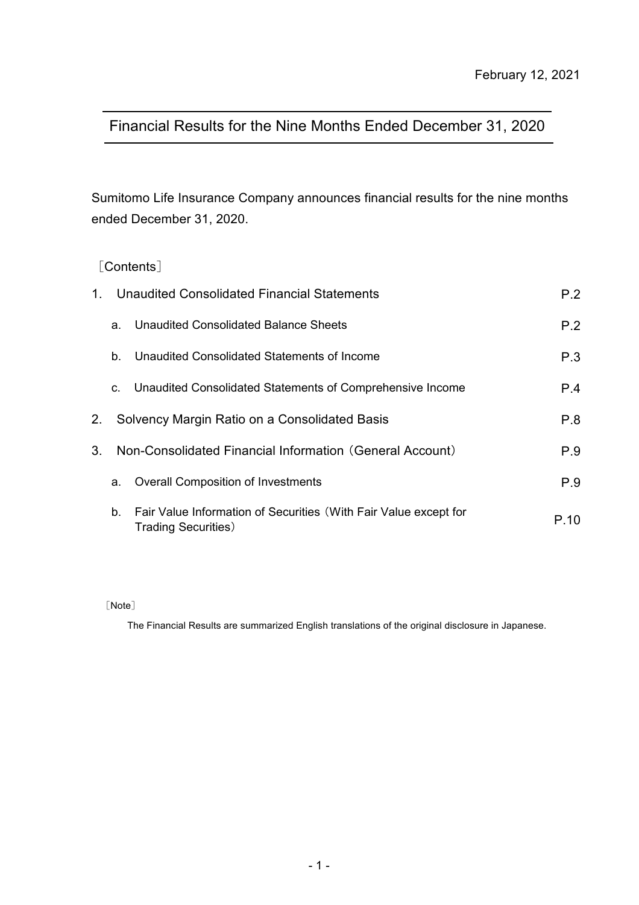February 12, 2021

# Financial Results for the Nine Months Ended December 31, 2020

Sumitomo Life Insurance Company announces financial results for the nine months ended December 31, 2020.

〔Contents〕

| | | |
|---|---|---|
| 1. | Unaudited Consolidated Financial Statements | P.2 |
| | a. Unaudited Consolidated Balance Sheets | P.2 |
| | b. Unaudited Consolidated Statements of Income | P.3 |
| | c. Unaudited Consolidated Statements of Comprehensive Income | P.4 |
| 2. | Solvency Margin Ratio on a Consolidated Basis | P.8 |
| 3. | Non-Consolidated Financial Information（General Account） | P.9 |
| | a. Overall Composition of Investments | P.9 |
| | b. Fair Value Information of Securities（With Fair Value except for Trading Securities） | P.10 |

〔Note〕

The Financial Results are summarized English translations of the original disclosure in Japanese.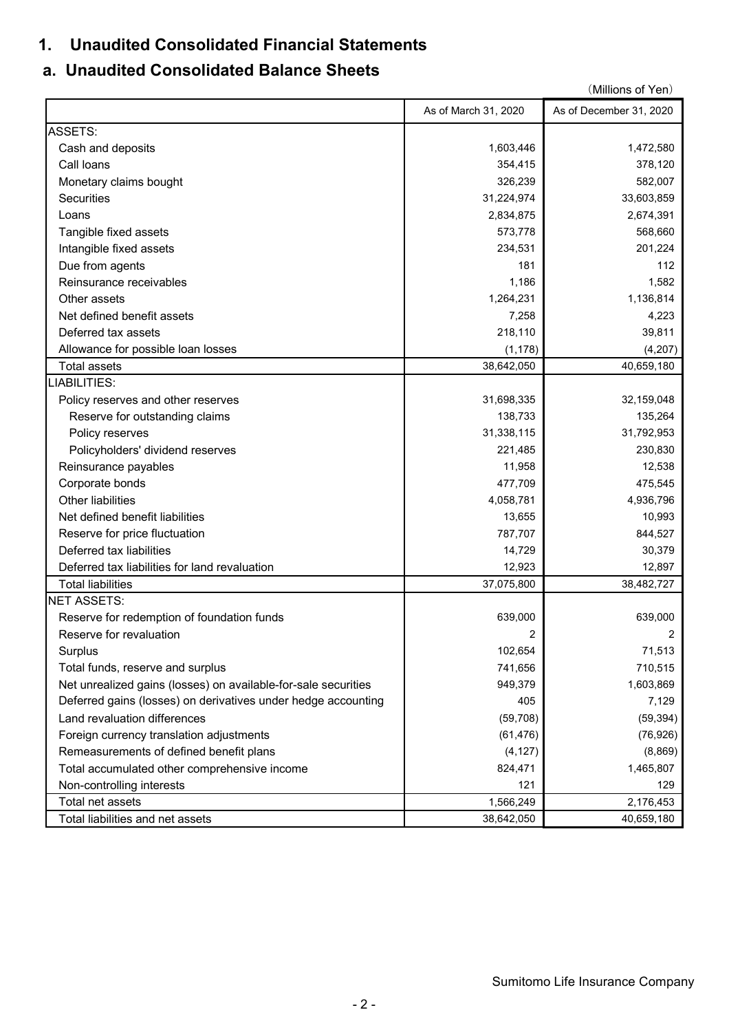# 1. Unaudited Consolidated Financial Statements

## a. Unaudited Consolidated Balance Sheets

(Millions of Yen)

| | As of March 31, 2020 | As of December 31, 2020 |
|---|---|---|
| ASSETS: | | |
| Cash and deposits | 1,603,446 | 1,472,580 |
| Call loans | 354,415 | 378,120 |
| Monetary claims bought | 326,239 | 582,007 |
| Securities | 31,224,974 | 33,603,859 |
| Loans | 2,834,875 | 2,674,391 |
| Tangible fixed assets | 573,778 | 568,660 |
| Intangible fixed assets | 234,531 | 201,224 |
| Due from agents | 181 | 112 |
| Reinsurance receivables | 1,186 | 1,582 |
| Other assets | 1,264,231 | 1,136,814 |
| Net defined benefit assets | 7,258 | 4,223 |
| Deferred tax assets | 218,110 | 39,811 |
| Allowance for possible loan losses | (1,178) | (4,207) |
| Total assets | 38,642,050 | 40,659,180 |
| LIABILITIES: | | |
| Policy reserves and other reserves | 31,698,335 | 32,159,048 |
| Reserve for outstanding claims | 138,733 | 135,264 |
| Policy reserves | 31,338,115 | 31,792,953 |
| Policyholders' dividend reserves | 221,485 | 230,830 |
| Reinsurance payables | 11,958 | 12,538 |
| Corporate bonds | 477,709 | 475,545 |
| Other liabilities | 4,058,781 | 4,936,796 |
| Net defined benefit liabilities | 13,655 | 10,993 |
| Reserve for price fluctuation | 787,707 | 844,527 |
| Deferred tax liabilities | 14,729 | 30,379 |
| Deferred tax liabilities for land revaluation | 12,923 | 12,897 |
| Total liabilities | 37,075,800 | 38,482,727 |
| NET ASSETS: | | |
| Reserve for redemption of foundation funds | 639,000 | 639,000 |
| Reserve for revaluation | 2 | 2 |
| Surplus | 102,654 | 71,513 |
| Total funds, reserve and surplus | 741,656 | 710,515 |
| Net unrealized gains (losses) on available-for-sale securities | 949,379 | 1,603,869 |
| Deferred gains (losses) on derivatives under hedge accounting | 405 | 7,129 |
| Land revaluation differences | (59,708) | (59,394) |
| Foreign currency translation adjustments | (61,476) | (76,926) |
| Remeasurements of defined benefit plans | (4,127) | (8,869) |
| Total accumulated other comprehensive income | 824,471 | 1,465,807 |
| Non-controlling interests | 121 | 129 |
| Total net assets | 1,566,249 | 2,176,453 |
| Total liabilities and net assets | 38,642,050 | 40,659,180 |

Sumitomo Life Insurance Company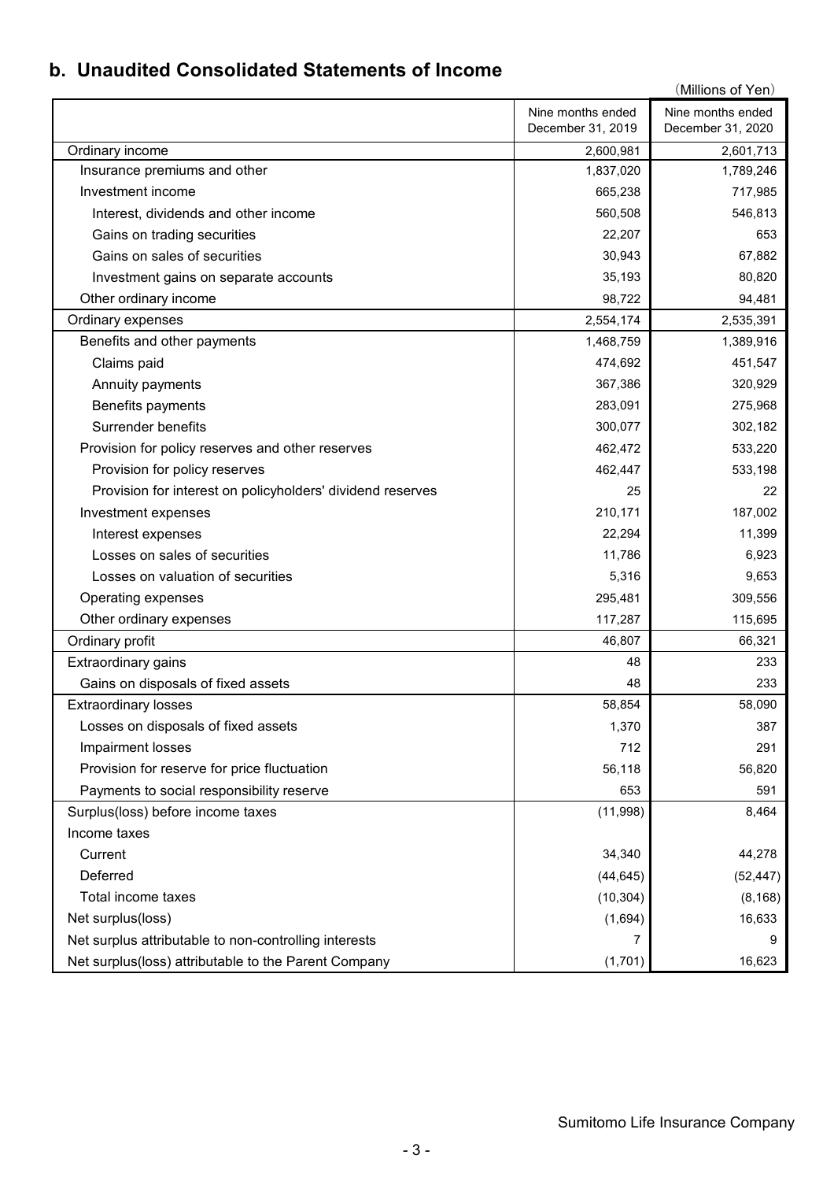## b. Unaudited Consolidated Statements of Income

(Millions of Yen)

| | Nine months ended December 31, 2019 | Nine months ended December 31, 2020 |
|---|---|---|
| Ordinary income | 2,600,981 | 2,601,713 |
| Insurance premiums and other | 1,837,020 | 1,789,246 |
| Investment income | 665,238 | 717,985 |
| Interest, dividends and other income | 560,508 | 546,813 |
| Gains on trading securities | 22,207 | 653 |
| Gains on sales of securities | 30,943 | 67,882 |
| Investment gains on separate accounts | 35,193 | 80,820 |
| Other ordinary income | 98,722 | 94,481 |
| Ordinary expenses | 2,554,174 | 2,535,391 |
| Benefits and other payments | 1,468,759 | 1,389,916 |
| Claims paid | 474,692 | 451,547 |
| Annuity payments | 367,386 | 320,929 |
| Benefits payments | 283,091 | 275,968 |
| Surrender benefits | 300,077 | 302,182 |
| Provision for policy reserves and other reserves | 462,472 | 533,220 |
| Provision for policy reserves | 462,447 | 533,198 |
| Provision for interest on policyholders' dividend reserves | 25 | 22 |
| Investment expenses | 210,171 | 187,002 |
| Interest expenses | 22,294 | 11,399 |
| Losses on sales of securities | 11,786 | 6,923 |
| Losses on valuation of securities | 5,316 | 9,653 |
| Operating expenses | 295,481 | 309,556 |
| Other ordinary expenses | 117,287 | 115,695 |
| Ordinary profit | 46,807 | 66,321 |
| Extraordinary gains | 48 | 233 |
| Gains on disposals of fixed assets | 48 | 233 |
| Extraordinary losses | 58,854 | 58,090 |
| Losses on disposals of fixed assets | 1,370 | 387 |
| Impairment losses | 712 | 291 |
| Provision for reserve for price fluctuation | 56,118 | 56,820 |
| Payments to social responsibility reserve | 653 | 591 |
| Surplus(loss) before income taxes | (11,998) | 8,464 |
| Income taxes | | |
| Current | 34,340 | 44,278 |
| Deferred | (44,645) | (52,447) |
| Total income taxes | (10,304) | (8,168) |
| Net surplus(loss) | (1,694) | 16,633 |
| Net surplus attributable to non-controlling interests | 7 | 9 |
| Net surplus(loss) attributable to the Parent Company | (1,701) | 16,623 |

Sumitomo Life Insurance Company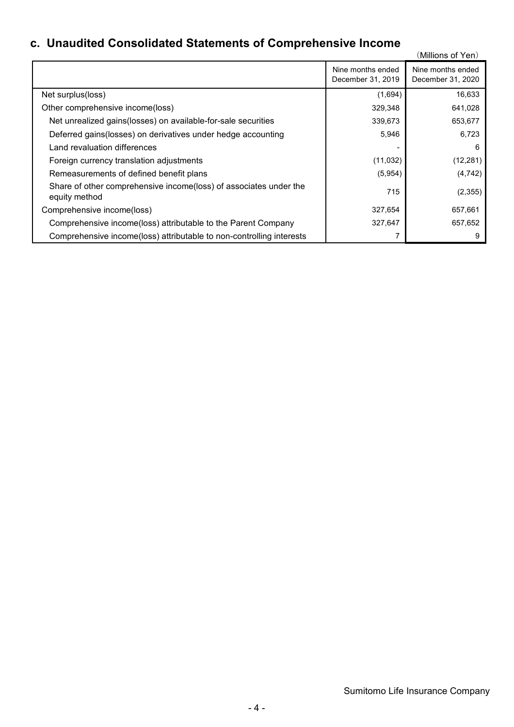## c. Unaudited Consolidated Statements of Comprehensive Income

(Millions of Yen)

| | Nine months ended December 31, 2019 | Nine months ended December 31, 2020 |
|---|---|---|
| Net surplus(loss) | (1,694) | 16,633 |
| Other comprehensive income(loss) | 329,348 | 641,028 |
| Net unrealized gains(losses) on available-for-sale securities | 339,673 | 653,677 |
| Deferred gains(losses) on derivatives under hedge accounting | 5,946 | 6,723 |
| Land revaluation differences | - | 6 |
| Foreign currency translation adjustments | (11,032) | (12,281) |
| Remeasurements of defined benefit plans | (5,954) | (4,742) |
| Share of other comprehensive income(loss) of associates under the equity method | 715 | (2,355) |
| Comprehensive income(loss) | 327,654 | 657,661 |
| Comprehensive income(loss) attributable to the Parent Company | 327,647 | 657,652 |
| Comprehensive income(loss) attributable to non-controlling interests | 7 | 9 |

Sumitomo Life Insurance Company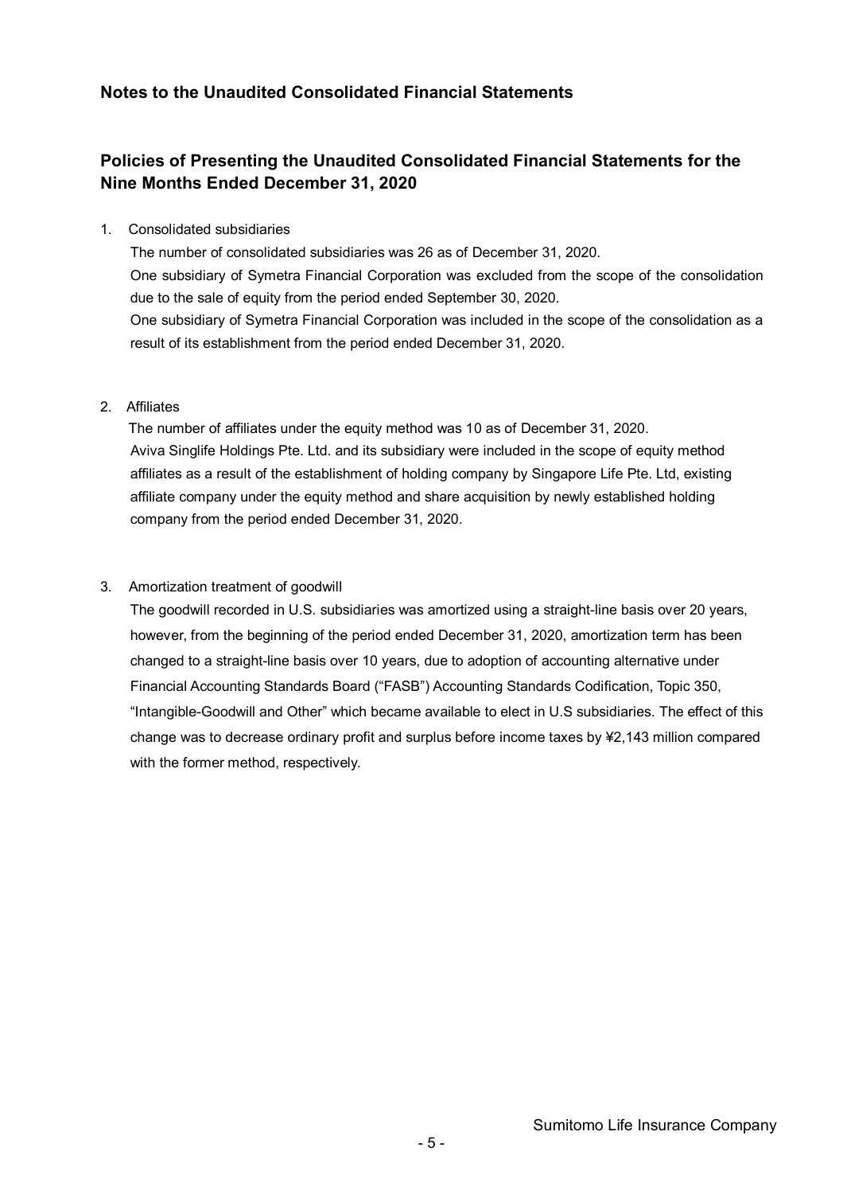## Notes to the Unaudited Consolidated Financial Statements

## Policies of Presenting the Unaudited Consolidated Financial Statements for the Nine Months Ended December 31, 2020

1. Consolidated subsidiaries

   The number of consolidated subsidiaries was 26 as of December 31, 2020.

   One subsidiary of Symetra Financial Corporation was excluded from the scope of the consolidation due to the sale of equity from the period ended September 30, 2020.

   One subsidiary of Symetra Financial Corporation was included in the scope of the consolidation as a result of its establishment from the period ended December 31, 2020.

2. Affiliates

   The number of affiliates under the equity method was 10 as of December 31, 2020.

   Aviva Singlife Holdings Pte. Ltd. and its subsidiary were included in the scope of equity method affiliates as a result of the establishment of holding company by Singapore Life Pte. Ltd, existing affiliate company under the equity method and share acquisition by newly established holding company from the period ended December 31, 2020.

3. Amortization treatment of goodwill

   The goodwill recorded in U.S. subsidiaries was amortized using a straight-line basis over 20 years, however, from the beginning of the period ended December 31, 2020, amortization term has been changed to a straight-line basis over 10 years, due to adoption of accounting alternative under Financial Accounting Standards Board ("FASB") Accounting Standards Codification, Topic 350, "Intangible-Goodwill and Other" which became available to elect in U.S subsidiaries. The effect of this change was to decrease ordinary profit and surplus before income taxes by ¥2,143 million compared with the former method, respectively.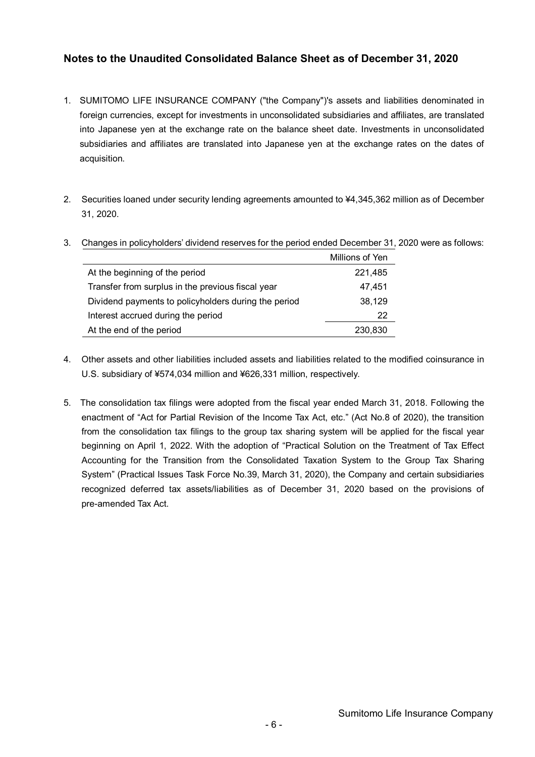## Notes to the Unaudited Consolidated Balance Sheet as of December 31, 2020

1. SUMITOMO LIFE INSURANCE COMPANY ("the Company")'s assets and liabilities denominated in foreign currencies, except for investments in unconsolidated subsidiaries and affiliates, are translated into Japanese yen at the exchange rate on the balance sheet date. Investments in unconsolidated subsidiaries and affiliates are translated into Japanese yen at the exchange rates on the dates of acquisition.

2. Securities loaned under security lending agreements amounted to ¥4,345,362 million as of December 31, 2020.

3. Changes in policyholders' dividend reserves for the period ended December 31, 2020 were as follows:

| | Millions of Yen |
|---|---|
| At the beginning of the period | 221,485 |
| Transfer from surplus in the previous fiscal year | 47,451 |
| Dividend payments to policyholders during the period | 38,129 |
| Interest accrued during the period | 22 |
| At the end of the period | 230,830 |

4. Other assets and other liabilities included assets and liabilities related to the modified coinsurance in U.S. subsidiary of ¥574,034 million and ¥626,331 million, respectively.

5. The consolidation tax filings were adopted from the fiscal year ended March 31, 2018. Following the enactment of "Act for Partial Revision of the Income Tax Act, etc." (Act No.8 of 2020), the transition from the consolidation tax filings to the group tax sharing system will be applied for the fiscal year beginning on April 1, 2022. With the adoption of "Practical Solution on the Treatment of Tax Effect Accounting for the Transition from the Consolidated Taxation System to the Group Tax Sharing System" (Practical Issues Task Force No.39, March 31, 2020), the Company and certain subsidiaries recognized deferred tax assets/liabilities as of December 31, 2020 based on the provisions of pre-amended Tax Act.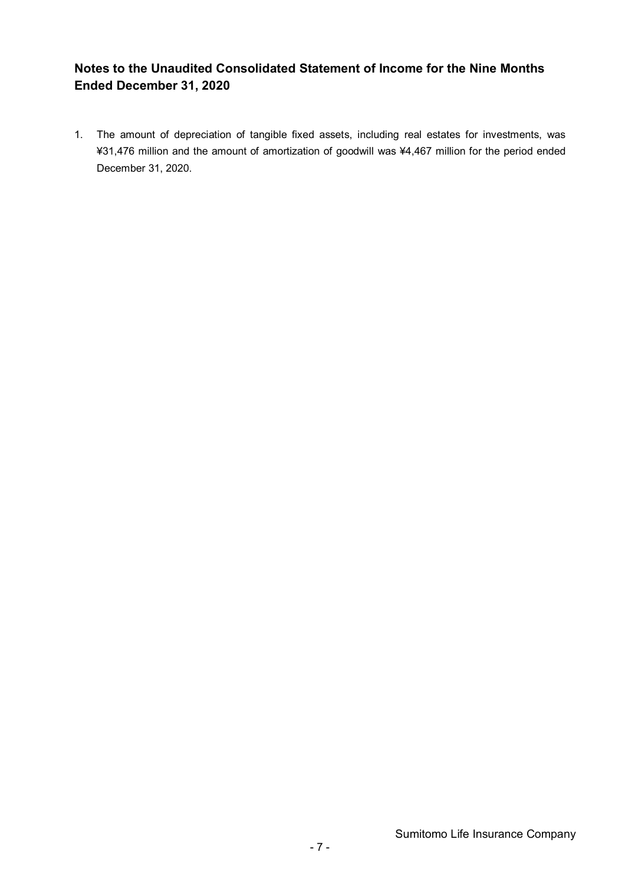## Notes to the Unaudited Consolidated Statement of Income for the Nine Months Ended December 31, 2020

1. The amount of depreciation of tangible fixed assets, including real estates for investments, was ¥31,476 million and the amount of amortization of goodwill was ¥4,467 million for the period ended December 31, 2020.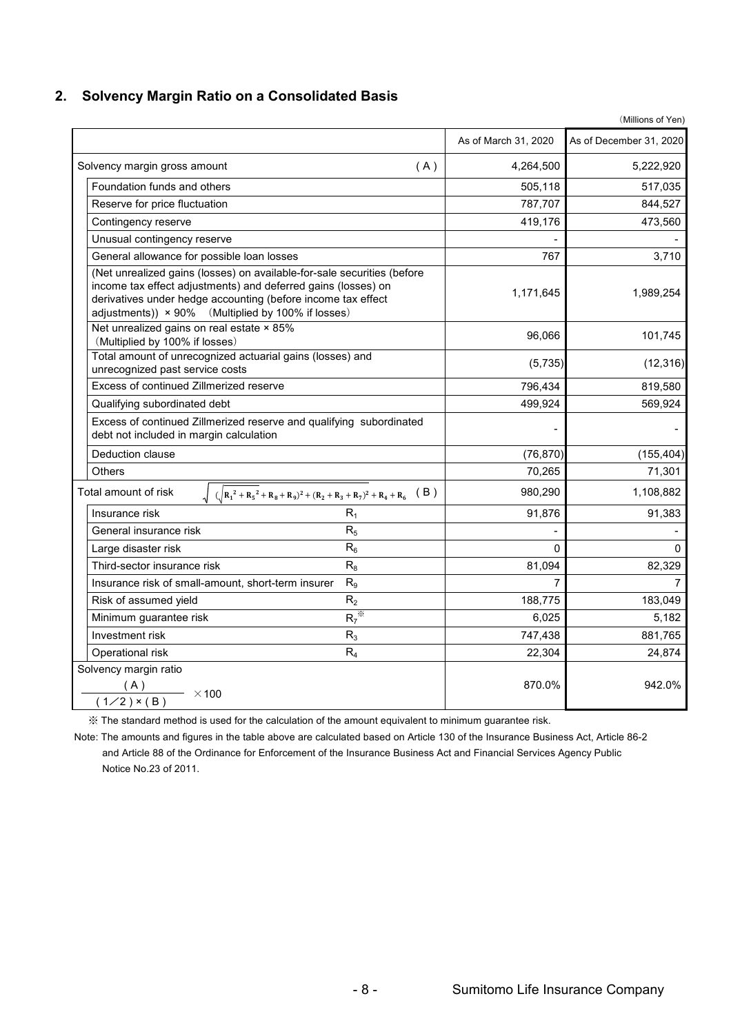## 2. Solvency Margin Ratio on a Consolidated Basis

（Millions of Yen）

| | | As of March 31, 2020 | As of December 31, 2020 |
|---|---|---|---|
| Solvency margin gross amount | (A) | 4,264,500 | 5,222,920 |
| Foundation funds and others | | 505,118 | 517,035 |
| Reserve for price fluctuation | | 787,707 | 844,527 |
| Contingency reserve | | 419,176 | 473,560 |
| Unusual contingency reserve | | - | - |
| General allowance for possible loan losses | | 767 | 3,710 |
| (Net unrealized gains (losses) on available-for-sale securities (before income tax effect adjustments) and deferred gains (losses) on derivatives under hedge accounting (before income tax effect adjustments)) × 90% （Multiplied by 100% if losses） | | 1,171,645 | 1,989,254 |
| Net unrealized gains on real estate × 85% （Multiplied by 100% if losses） | | 96,066 | 101,745 |
| Total amount of unrecognized actuarial gains (losses) and unrecognized past service costs | | (5,735) | (12,316) |
| Excess of continued Zillmerized reserve | | 796,434 | 819,580 |
| Qualifying subordinated debt | | 499,924 | 569,924 |
| Excess of continued Zillmerized reserve and qualifying subordinated debt not included in margin calculation | | - | - |
| Deduction clause | | (76,870) | (155,404) |
| Others | | 70,265 | 71,301 |
| Total amount of risk $\sqrt{(\sqrt{R_1^2 + R_5^2} + R_8 + R_9)^2 + (R_2 + R_3 + R_7)^2} + R_4 + R_6$ | (B) | 980,290 | 1,108,882 |
| Insurance risk | $R_1$ | 91,876 | 91,383 |
| General insurance risk | $R_5$ | - | - |
| Large disaster risk | $R_6$ | 0 | 0 |
| Third-sector insurance risk | $R_8$ | 81,094 | 82,329 |
| Insurance risk of small-amount, short-term insurer | $R_9$ | 7 | 7 |
| Risk of assumed yield | $R_2$ | 188,775 | 183,049 |
| Minimum guarantee risk | $R_7$※ | 6,025 | 5,182 |
| Investment risk | $R_3$ | 747,438 | 881,765 |
| Operational risk | $R_4$ | 22,304 | 24,874 |
| Solvency margin ratio $\dfrac{(A)}{(1/2) \times (B)} \times 100$ | | 870.0% | 942.0% |

※ The standard method is used for the calculation of the amount equivalent to minimum guarantee risk.

Note: The amounts and figures in the table above are calculated based on Article 130 of the Insurance Business Act, Article 86-2 and Article 88 of the Ordinance for Enforcement of the Insurance Business Act and Financial Services Agency Public Notice No.23 of 2011.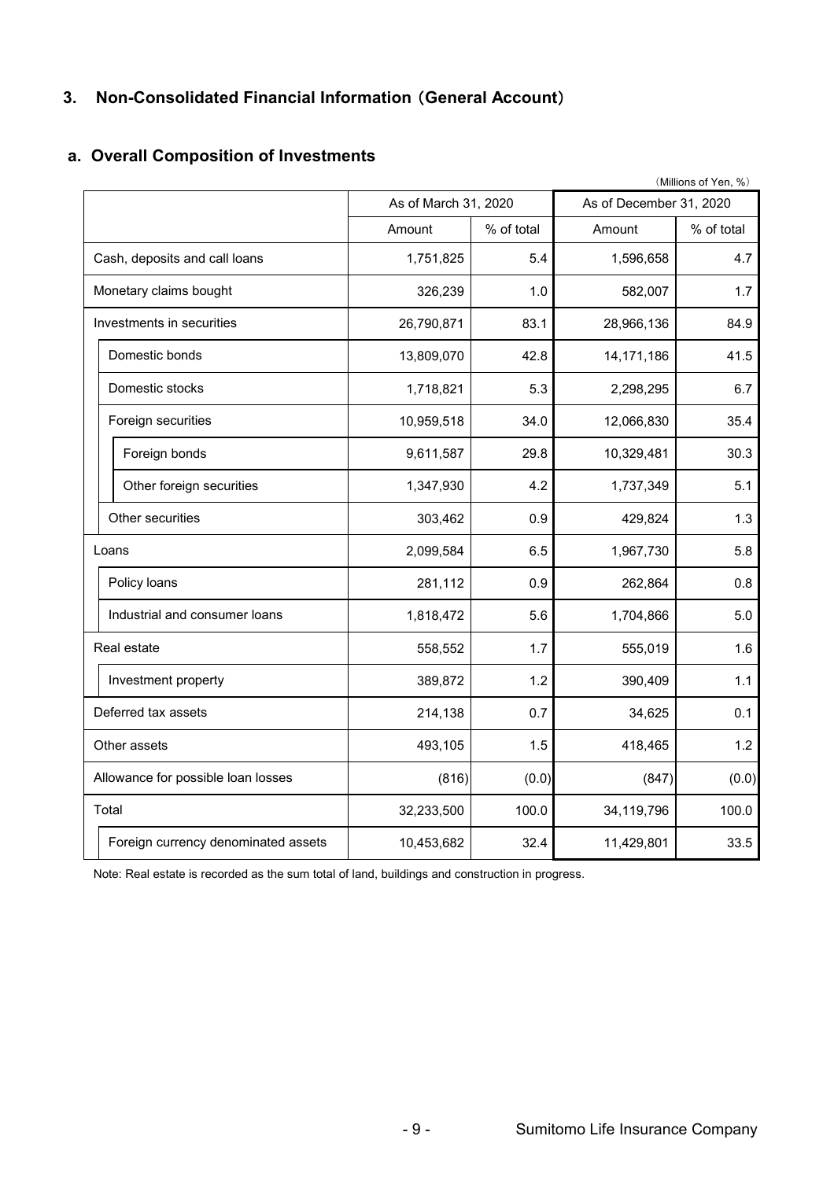## 3. Non-Consolidated Financial Information（General Account）

### a. Overall Composition of Investments

（Millions of Yen, %）

| | As of March 31, 2020 | | As of December 31, 2020 | |
|---|---|---|---|---|
| | Amount | % of total | Amount | % of total |
| Cash, deposits and call loans | 1,751,825 | 5.4 | 1,596,658 | 4.7 |
| Monetary claims bought | 326,239 | 1.0 | 582,007 | 1.7 |
| Investments in securities | 26,790,871 | 83.1 | 28,966,136 | 84.9 |
| Domestic bonds | 13,809,070 | 42.8 | 14,171,186 | 41.5 |
| Domestic stocks | 1,718,821 | 5.3 | 2,298,295 | 6.7 |
| Foreign securities | 10,959,518 | 34.0 | 12,066,830 | 35.4 |
| Foreign bonds | 9,611,587 | 29.8 | 10,329,481 | 30.3 |
| Other foreign securities | 1,347,930 | 4.2 | 1,737,349 | 5.1 |
| Other securities | 303,462 | 0.9 | 429,824 | 1.3 |
| Loans | 2,099,584 | 6.5 | 1,967,730 | 5.8 |
| Policy loans | 281,112 | 0.9 | 262,864 | 0.8 |
| Industrial and consumer loans | 1,818,472 | 5.6 | 1,704,866 | 5.0 |
| Real estate | 558,552 | 1.7 | 555,019 | 1.6 |
| Investment property | 389,872 | 1.2 | 390,409 | 1.1 |
| Deferred tax assets | 214,138 | 0.7 | 34,625 | 0.1 |
| Other assets | 493,105 | 1.5 | 418,465 | 1.2 |
| Allowance for possible loan losses | (816) | (0.0) | (847) | (0.0) |
| Total | 32,233,500 | 100.0 | 34,119,796 | 100.0 |
| Foreign currency denominated assets | 10,453,682 | 32.4 | 11,429,801 | 33.5 |

Note: Real estate is recorded as the sum total of land, buildings and construction in progress.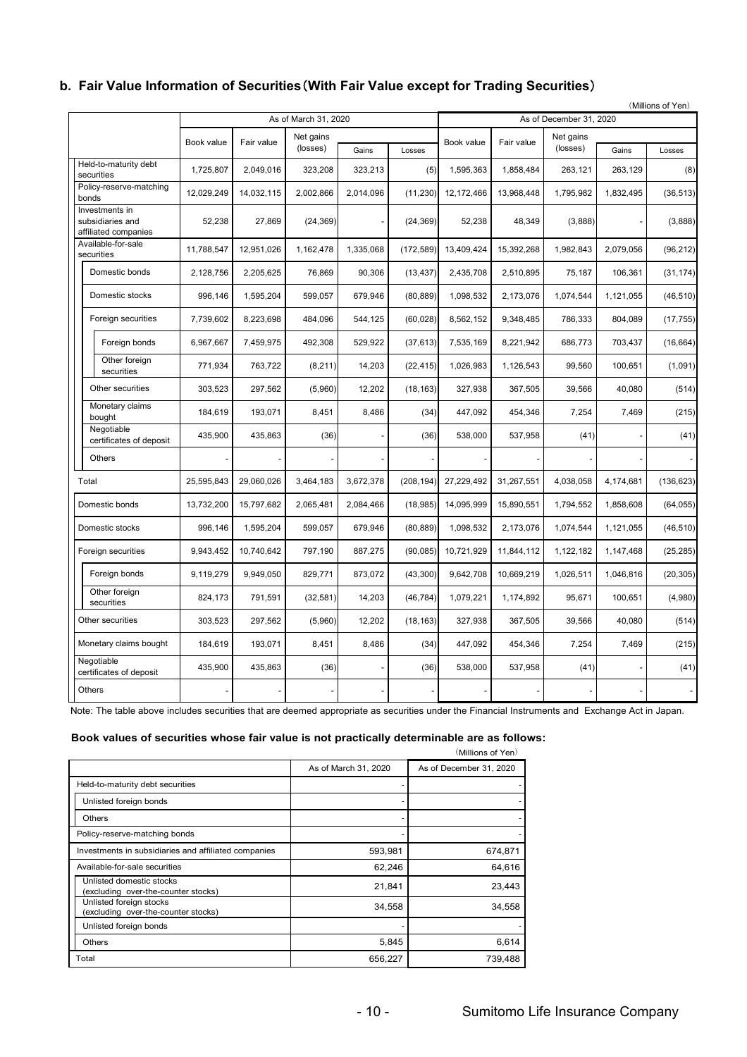## b. Fair Value Information of Securities（With Fair Value except for Trading Securities）

（Millions of Yen）

| | As of March 31, 2020 | | | | | As of December 31, 2020 | | | | |
|---|---|---|---|---|---|---|---|---|---|---|
| | Book value | Fair value | Net gains (losses) | Gains | Losses | Book value | Fair value | Net gains (losses) | Gains | Losses |
| Held-to-maturity debt securities | 1,725,807 | 2,049,016 | 323,208 | 323,213 | (5) | 1,595,363 | 1,858,484 | 263,121 | 263,129 | (8) |
| Policy-reserve-matching bonds | 12,029,249 | 14,032,115 | 2,002,866 | 2,014,096 | (11,230) | 12,172,466 | 13,968,448 | 1,795,982 | 1,832,495 | (36,513) |
| Investments in subsidiaries and affiliated companies | 52,238 | 27,869 | (24,369) | - | (24,369) | 52,238 | 48,349 | (3,888) | - | (3,888) |
| Available-for-sale securities | 11,788,547 | 12,951,026 | 1,162,478 | 1,335,068 | (172,589) | 13,409,424 | 15,392,268 | 1,982,843 | 2,079,056 | (96,212) |
| Domestic bonds | 2,128,756 | 2,205,625 | 76,869 | 90,306 | (13,437) | 2,435,708 | 2,510,895 | 75,187 | 106,361 | (31,174) |
| Domestic stocks | 996,146 | 1,595,204 | 599,057 | 679,946 | (80,889) | 1,098,532 | 2,173,076 | 1,074,544 | 1,121,055 | (46,510) |
| Foreign securities | 7,739,602 | 8,223,698 | 484,096 | 544,125 | (60,028) | 8,562,152 | 9,348,485 | 786,333 | 804,089 | (17,755) |
| Foreign bonds | 6,967,667 | 7,459,975 | 492,308 | 529,922 | (37,613) | 7,535,169 | 8,221,942 | 686,773 | 703,437 | (16,664) |
| Other foreign securities | 771,934 | 763,722 | (8,211) | 14,203 | (22,415) | 1,026,983 | 1,126,543 | 99,560 | 100,651 | (1,091) |
| Other securities | 303,523 | 297,562 | (5,960) | 12,202 | (18,163) | 327,938 | 367,505 | 39,566 | 40,080 | (514) |
| Monetary claims bought | 184,619 | 193,071 | 8,451 | 8,486 | (34) | 447,092 | 454,346 | 7,254 | 7,469 | (215) |
| Negotiable certificates of deposit | 435,900 | 435,863 | (36) | - | (36) | 538,000 | 537,958 | (41) | - | (41) |
| Others | - | - | - | - | - | - | - | - | - | - |
| Total | 25,595,843 | 29,060,026 | 3,464,183 | 3,672,378 | (208,194) | 27,229,492 | 31,267,551 | 4,038,058 | 4,174,681 | (136,623) |
| Domestic bonds | 13,732,200 | 15,797,682 | 2,065,481 | 2,084,466 | (18,985) | 14,095,999 | 15,890,551 | 1,794,552 | 1,858,608 | (64,055) |
| Domestic stocks | 996,146 | 1,595,204 | 599,057 | 679,946 | (80,889) | 1,098,532 | 2,173,076 | 1,074,544 | 1,121,055 | (46,510) |
| Foreign securities | 9,943,452 | 10,740,642 | 797,190 | 887,275 | (90,085) | 10,721,929 | 11,844,112 | 1,122,182 | 1,147,468 | (25,285) |
| Foreign bonds | 9,119,279 | 9,949,050 | 829,771 | 873,072 | (43,300) | 9,642,708 | 10,669,219 | 1,026,511 | 1,046,816 | (20,305) |
| Other foreign securities | 824,173 | 791,591 | (32,581) | 14,203 | (46,784) | 1,079,221 | 1,174,892 | 95,671 | 100,651 | (4,980) |
| Other securities | 303,523 | 297,562 | (5,960) | 12,202 | (18,163) | 327,938 | 367,505 | 39,566 | 40,080 | (514) |
| Monetary claims bought | 184,619 | 193,071 | 8,451 | 8,486 | (34) | 447,092 | 454,346 | 7,254 | 7,469 | (215) |
| Negotiable certificates of deposit | 435,900 | 435,863 | (36) | - | (36) | 538,000 | 537,958 | (41) | - | (41) |
| Others | - | - | - | - | - | - | - | - | - | - |

Note: The table above includes securities that are deemed appropriate as securities under the Financial Instruments and Exchange Act in Japan.

**Book values of securities whose fair value is not practically determinable are as follows:**

（Millions of Yen）

| | As of March 31, 2020 | As of December 31, 2020 |
|---|---|---|
| Held-to-maturity debt securities | - | - |
| Unlisted foreign bonds | - | - |
| Others | - | - |
| Policy-reserve-matching bonds | - | - |
| Investments in subsidiaries and affiliated companies | 593,981 | 674,871 |
| Available-for-sale securities | 62,246 | 64,616 |
| Unlisted domestic stocks (excluding over-the-counter stocks) | 21,841 | 23,443 |
| Unlisted foreign stocks (excluding over-the-counter stocks) | 34,558 | 34,558 |
| Unlisted foreign bonds | - | - |
| Others | 5,845 | 6,614 |
| Total | 656,227 | 739,488 |